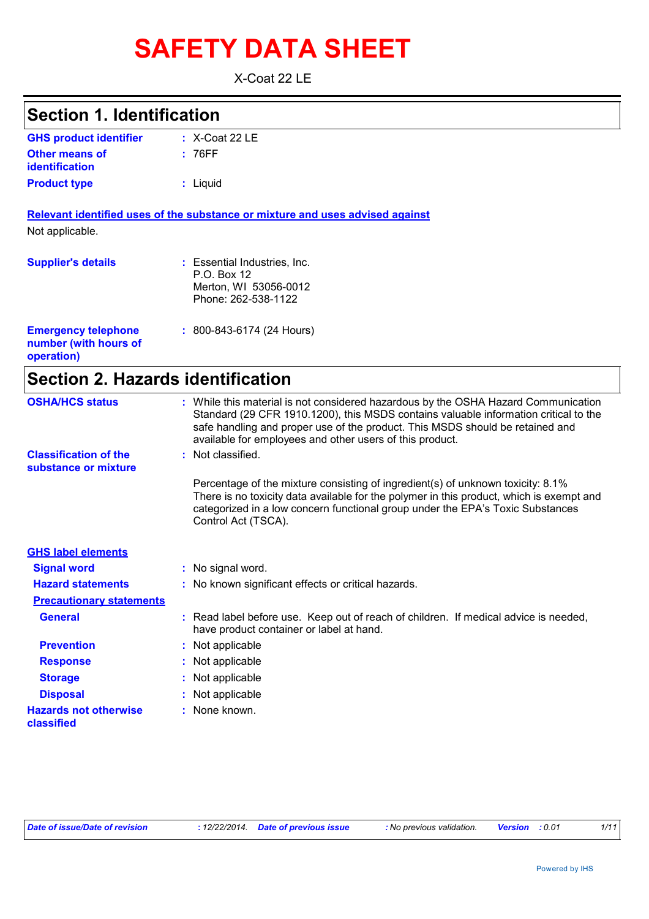# SAFETY DATA SHEET

X-Coat 22 LE

## Section 1. Identification

**GHS product identifier** : X-Coat 22 LE

**Other means of identification** : 76FF

**Product type** : Liquid

**Relevant identified uses of the substance or mixture and uses advised against**

Not applicable.

**Supplier's details** : Essential Industries, Inc.
P.O. Box 12
Merton, WI 53056-0012
Phone: 262-538-1122

**Emergency telephone number (with hours of operation)** : 800-843-6174 (24 Hours)

## Section 2. Hazards identification

**OSHA/HCS status** : While this material is not considered hazardous by the OSHA Hazard Communication Standard (29 CFR 1910.1200), this MSDS contains valuable information critical to the safe handling and proper use of the product. This MSDS should be retained and available for employees and other users of this product.

**Classification of the substance or mixture** : Not classified.

Percentage of the mixture consisting of ingredient(s) of unknown toxicity: 8.1%
There is no toxicity data available for the polymer in this product, which is exempt and categorized in a low concern functional group under the EPA's Toxic Substances Control Act (TSCA).

**GHS label elements**

**Signal word** : No signal word.

**Hazard statements** : No known significant effects or critical hazards.

**Precautionary statements**

**General** : Read label before use. Keep out of reach of children. If medical advice is needed, have product container or label at hand.

**Prevention** : Not applicable

**Response** : Not applicable

**Storage** : Not applicable

**Disposal** : Not applicable

**Hazards not otherwise classified** : None known.

*Date of issue/Date of revision* : 12/22/2014. *Date of previous issue* : No previous validation. *Version* : 0.01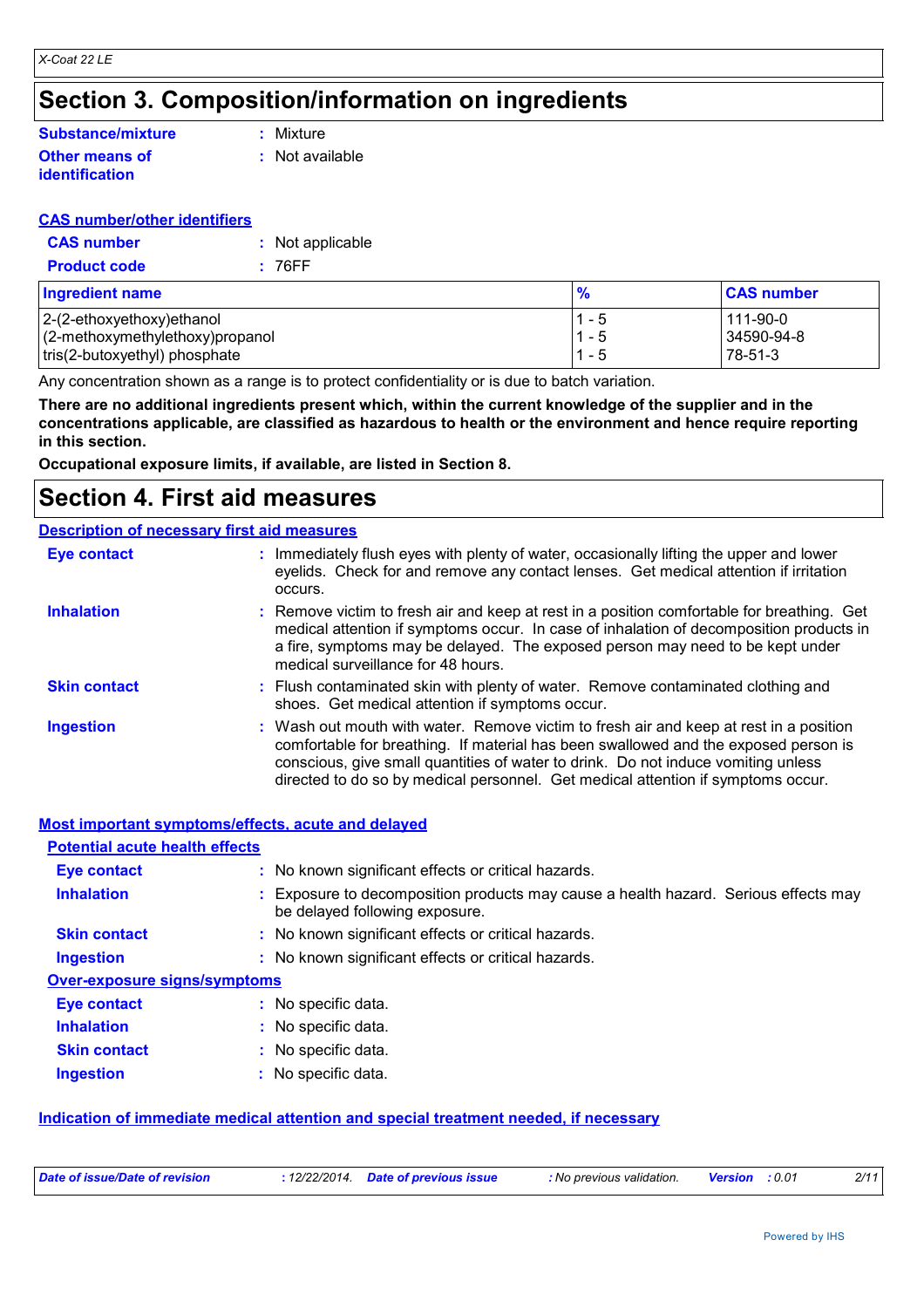# Section 3. Composition/information on ingredients

**Substance/mixture** : Mixture

**Other means of identification** : Not available

**CAS number/other identifiers**

**CAS number** : Not applicable

**Product code** : 76FF

| Ingredient name | % | CAS number |
|---|---|---|
| 2-(2-ethoxyethoxy)ethanol | 1 - 5 | 111-90-0 |
| (2-methoxymethylethoxy)propanol | 1 - 5 | 34590-94-8 |
| tris(2-butoxyethyl) phosphate | 1 - 5 | 78-51-3 |

Any concentration shown as a range is to protect confidentiality or is due to batch variation.

**There are no additional ingredients present which, within the current knowledge of the supplier and in the concentrations applicable, are classified as hazardous to health or the environment and hence require reporting in this section.**

**Occupational exposure limits, if available, are listed in Section 8.**

# Section 4. First aid measures

**Description of necessary first aid measures**

**Eye contact** : Immediately flush eyes with plenty of water, occasionally lifting the upper and lower eyelids. Check for and remove any contact lenses. Get medical attention if irritation occurs.

**Inhalation** : Remove victim to fresh air and keep at rest in a position comfortable for breathing. Get medical attention if symptoms occur. In case of inhalation of decomposition products in a fire, symptoms may be delayed. The exposed person may need to be kept under medical surveillance for 48 hours.

**Skin contact** : Flush contaminated skin with plenty of water. Remove contaminated clothing and shoes. Get medical attention if symptoms occur.

**Ingestion** : Wash out mouth with water. Remove victim to fresh air and keep at rest in a position comfortable for breathing. If material has been swallowed and the exposed person is conscious, give small quantities of water to drink. Do not induce vomiting unless directed to do so by medical personnel. Get medical attention if symptoms occur.

**Most important symptoms/effects, acute and delayed**

**Potential acute health effects**

**Eye contact** : No known significant effects or critical hazards.

**Inhalation** : Exposure to decomposition products may cause a health hazard. Serious effects may be delayed following exposure.

**Skin contact** : No known significant effects or critical hazards.

**Ingestion** : No known significant effects or critical hazards.

**Over-exposure signs/symptoms**

**Eye contact** : No specific data.

**Inhalation** : No specific data.

**Skin contact** : No specific data.

**Ingestion** : No specific data.

**Indication of immediate medical attention and special treatment needed, if necessary**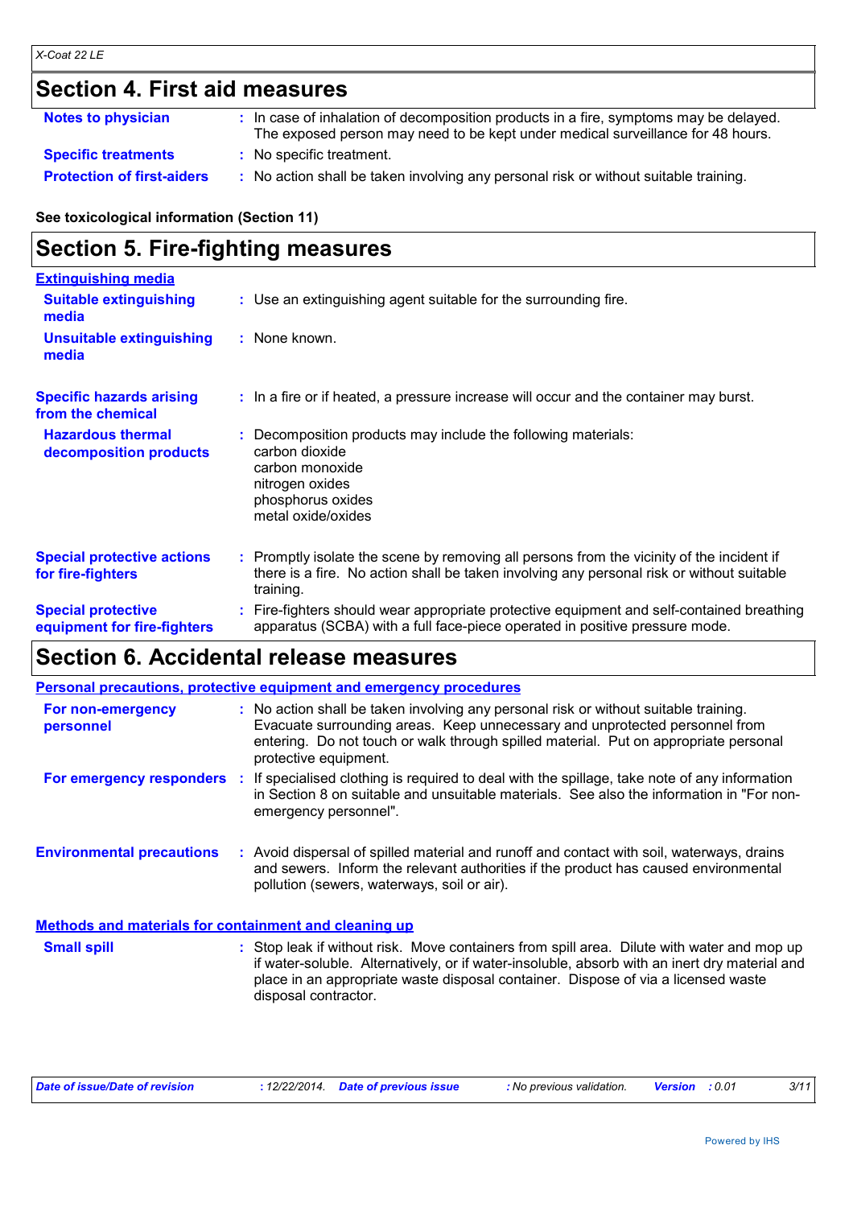## Section 4. First aid measures

**Notes to physician** : In case of inhalation of decomposition products in a fire, symptoms may be delayed. The exposed person may need to be kept under medical surveillance for 48 hours.

**Specific treatments** : No specific treatment.

**Protection of first-aiders** : No action shall be taken involving any personal risk or without suitable training.

**See toxicological information (Section 11)**

## Section 5. Fire-fighting measures

**Extinguishing media**

**Suitable extinguishing media** : Use an extinguishing agent suitable for the surrounding fire.

**Unsuitable extinguishing media** : None known.

**Specific hazards arising from the chemical** : In a fire or if heated, a pressure increase will occur and the container may burst.

**Hazardous thermal decomposition products** : Decomposition products may include the following materials:
carbon dioxide
carbon monoxide
nitrogen oxides
phosphorus oxides
metal oxide/oxides

**Special protective actions for fire-fighters** : Promptly isolate the scene by removing all persons from the vicinity of the incident if there is a fire. No action shall be taken involving any personal risk or without suitable training.

**Special protective equipment for fire-fighters** : Fire-fighters should wear appropriate protective equipment and self-contained breathing apparatus (SCBA) with a full face-piece operated in positive pressure mode.

## Section 6. Accidental release measures

**Personal precautions, protective equipment and emergency procedures**

**For non-emergency personnel** : No action shall be taken involving any personal risk or without suitable training. Evacuate surrounding areas. Keep unnecessary and unprotected personnel from entering. Do not touch or walk through spilled material. Put on appropriate personal protective equipment.

**For emergency responders** : If specialised clothing is required to deal with the spillage, take note of any information in Section 8 on suitable and unsuitable materials. See also the information in "For non-emergency personnel".

**Environmental precautions** : Avoid dispersal of spilled material and runoff and contact with soil, waterways, drains and sewers. Inform the relevant authorities if the product has caused environmental pollution (sewers, waterways, soil or air).

**Methods and materials for containment and cleaning up**

**Small spill** : Stop leak if without risk. Move containers from spill area. Dilute with water and mop up if water-soluble. Alternatively, or if water-insoluble, absorb with an inert dry material and place in an appropriate waste disposal container. Dispose of via a licensed waste disposal contractor.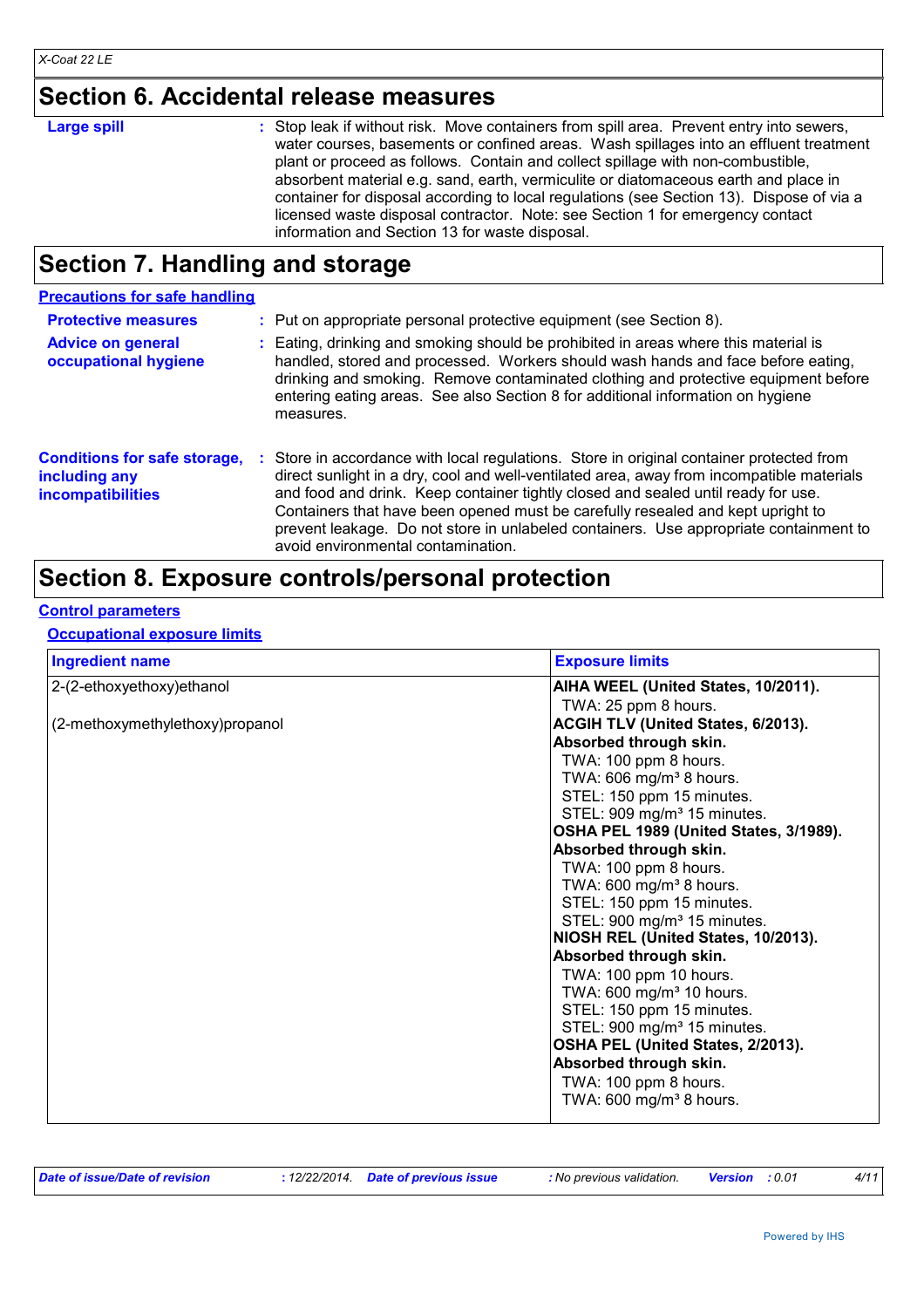## Section 6. Accidental release measures

**Large spill** : Stop leak if without risk. Move containers from spill area. Prevent entry into sewers, water courses, basements or confined areas. Wash spillages into an effluent treatment plant or proceed as follows. Contain and collect spillage with non-combustible, absorbent material e.g. sand, earth, vermiculite or diatomaceous earth and place in container for disposal according to local regulations (see Section 13). Dispose of via a licensed waste disposal contractor. Note: see Section 1 for emergency contact information and Section 13 for waste disposal.

## Section 7. Handling and storage

### Precautions for safe handling

**Protective measures** : Put on appropriate personal protective equipment (see Section 8).

**Advice on general occupational hygiene** : Eating, drinking and smoking should be prohibited in areas where this material is handled, stored and processed. Workers should wash hands and face before eating, drinking and smoking. Remove contaminated clothing and protective equipment before entering eating areas. See also Section 8 for additional information on hygiene measures.

**Conditions for safe storage, including any incompatibilities** : Store in accordance with local regulations. Store in original container protected from direct sunlight in a dry, cool and well-ventilated area, away from incompatible materials and food and drink. Keep container tightly closed and sealed until ready for use. Containers that have been opened must be carefully resealed and kept upright to prevent leakage. Do not store in unlabeled containers. Use appropriate containment to avoid environmental contamination.

## Section 8. Exposure controls/personal protection

### Control parameters

#### Occupational exposure limits

| Ingredient name | Exposure limits |
|---|---|
| 2-(2-ethoxyethoxy)ethanol | **AIHA WEEL (United States, 10/2011).**<br>TWA: 25 ppm 8 hours. |
| (2-methoxymethylethoxy)propanol | **ACGIH TLV (United States, 6/2013). Absorbed through skin.**<br>TWA: 100 ppm 8 hours.<br>TWA: 606 mg/m³ 8 hours.<br>STEL: 150 ppm 15 minutes.<br>STEL: 909 mg/m³ 15 minutes.<br>**OSHA PEL 1989 (United States, 3/1989). Absorbed through skin.**<br>TWA: 100 ppm 8 hours.<br>TWA: 600 mg/m³ 8 hours.<br>STEL: 150 ppm 15 minutes.<br>STEL: 900 mg/m³ 15 minutes.<br>**NIOSH REL (United States, 10/2013). Absorbed through skin.**<br>TWA: 100 ppm 10 hours.<br>TWA: 600 mg/m³ 10 hours.<br>STEL: 150 ppm 15 minutes.<br>STEL: 900 mg/m³ 15 minutes.<br>**OSHA PEL (United States, 2/2013). Absorbed through skin.**<br>TWA: 100 ppm 8 hours.<br>TWA: 600 mg/m³ 8 hours. |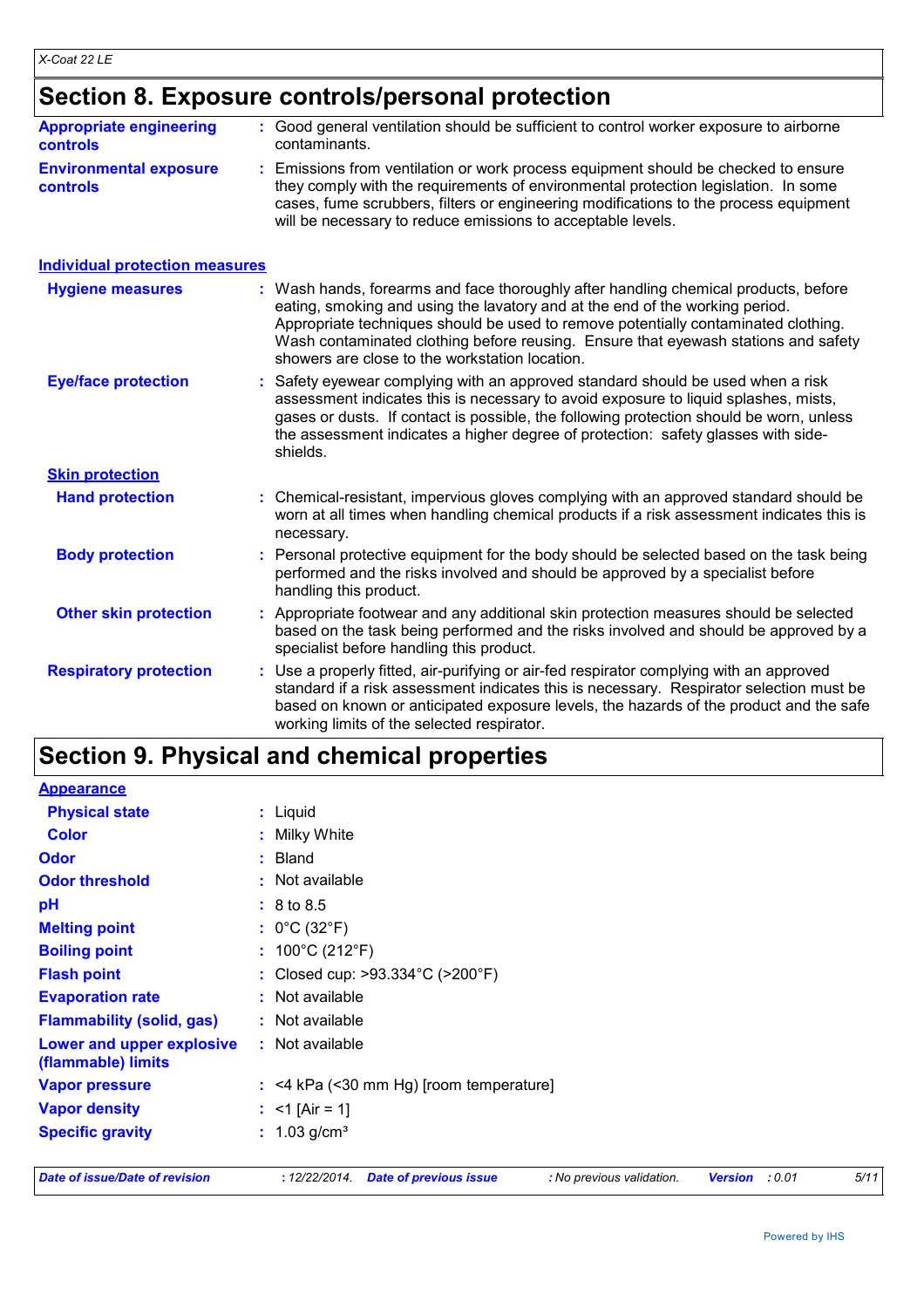## Section 8. Exposure controls/personal protection

**Appropriate engineering controls** : Good general ventilation should be sufficient to control worker exposure to airborne contaminants.

**Environmental exposure controls** : Emissions from ventilation or work process equipment should be checked to ensure they comply with the requirements of environmental protection legislation. In some cases, fume scrubbers, filters or engineering modifications to the process equipment will be necessary to reduce emissions to acceptable levels.

### Individual protection measures

**Hygiene measures** : Wash hands, forearms and face thoroughly after handling chemical products, before eating, smoking and using the lavatory and at the end of the working period. Appropriate techniques should be used to remove potentially contaminated clothing. Wash contaminated clothing before reusing. Ensure that eyewash stations and safety showers are close to the workstation location.

**Eye/face protection** : Safety eyewear complying with an approved standard should be used when a risk assessment indicates this is necessary to avoid exposure to liquid splashes, mists, gases or dusts. If contact is possible, the following protection should be worn, unless the assessment indicates a higher degree of protection: safety glasses with side-shields.

**Skin protection**

**Hand protection** : Chemical-resistant, impervious gloves complying with an approved standard should be worn at all times when handling chemical products if a risk assessment indicates this is necessary.

**Body protection** : Personal protective equipment for the body should be selected based on the task being performed and the risks involved and should be approved by a specialist before handling this product.

**Other skin protection** : Appropriate footwear and any additional skin protection measures should be selected based on the task being performed and the risks involved and should be approved by a specialist before handling this product.

**Respiratory protection** : Use a properly fitted, air-purifying or air-fed respirator complying with an approved standard if a risk assessment indicates this is necessary. Respirator selection must be based on known or anticipated exposure levels, the hazards of the product and the safe working limits of the selected respirator.

## Section 9. Physical and chemical properties

### Appearance

**Physical state** : Liquid

**Color** : Milky White

**Odor** : Bland

**Odor threshold** : Not available

**pH** : 8 to 8.5

**Melting point** : 0°C (32°F)

**Boiling point** : 100°C (212°F)

**Flash point** : Closed cup: >93.334°C (>200°F)

**Evaporation rate** : Not available

**Flammability (solid, gas)** : Not available

**Lower and upper explosive (flammable) limits** : Not available

**Vapor pressure** : <4 kPa (<30 mm Hg) [room temperature]

**Vapor density** : <1 [Air = 1]

**Specific gravity** : 1.03 g/cm³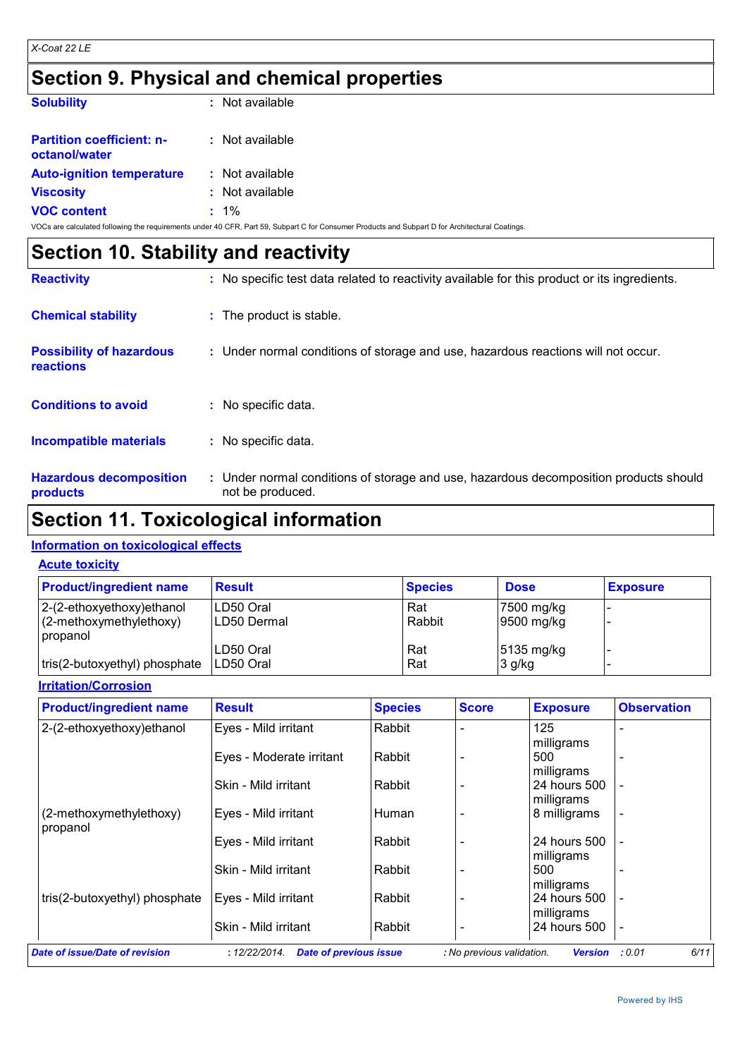## Section 9. Physical and chemical properties

**Solubility** : Not available

**Partition coefficient: n-octanol/water** : Not available

**Auto-ignition temperature** : Not available

**Viscosity** : Not available

**VOC content** : 1%

VOCs are calculated following the requirements under 40 CFR, Part 59, Subpart C for Consumer Products and Subpart D for Architectural Coatings.

## Section 10. Stability and reactivity

**Reactivity** : No specific test data related to reactivity available for this product or its ingredients.

**Chemical stability** : The product is stable.

**Possibility of hazardous reactions** : Under normal conditions of storage and use, hazardous reactions will not occur.

**Conditions to avoid** : No specific data.

**Incompatible materials** : No specific data.

**Hazardous decomposition products** : Under normal conditions of storage and use, hazardous decomposition products should not be produced.

## Section 11. Toxicological information

### Information on toxicological effects

#### Acute toxicity

| Product/ingredient name | Result | Species | Dose | Exposure |
|---|---|---|---|---|
| 2-(2-ethoxyethoxy)ethanol | LD50 Oral | Rat | 7500 mg/kg | - |
| | LD50 Dermal | Rabbit | 9500 mg/kg | - |
| (2-methoxymethylethoxy) propanol | LD50 Oral | Rat | 5135 mg/kg | - |
| tris(2-butoxyethyl) phosphate | LD50 Oral | Rat | 3 g/kg | - |

#### Irritation/Corrosion

| Product/ingredient name | Result | Species | Score | Exposure | Observation |
|---|---|---|---|---|---|
| 2-(2-ethoxyethoxy)ethanol | Eyes - Mild irritant | Rabbit | - | 125 milligrams | - |
| | Eyes - Moderate irritant | Rabbit | - | 500 milligrams | - |
| | Skin - Mild irritant | Rabbit | - | 24 hours 500 milligrams | - |
| (2-methoxymethylethoxy) propanol | Eyes - Mild irritant | Human | - | 8 milligrams | - |
| | Eyes - Mild irritant | Rabbit | - | 24 hours 500 milligrams | - |
| | Skin - Mild irritant | Rabbit | - | 500 milligrams | - |
| tris(2-butoxyethyl) phosphate | Eyes - Mild irritant | Rabbit | - | 24 hours 500 milligrams | - |
| | Skin - Mild irritant | Rabbit | - | 24 hours 500 | - |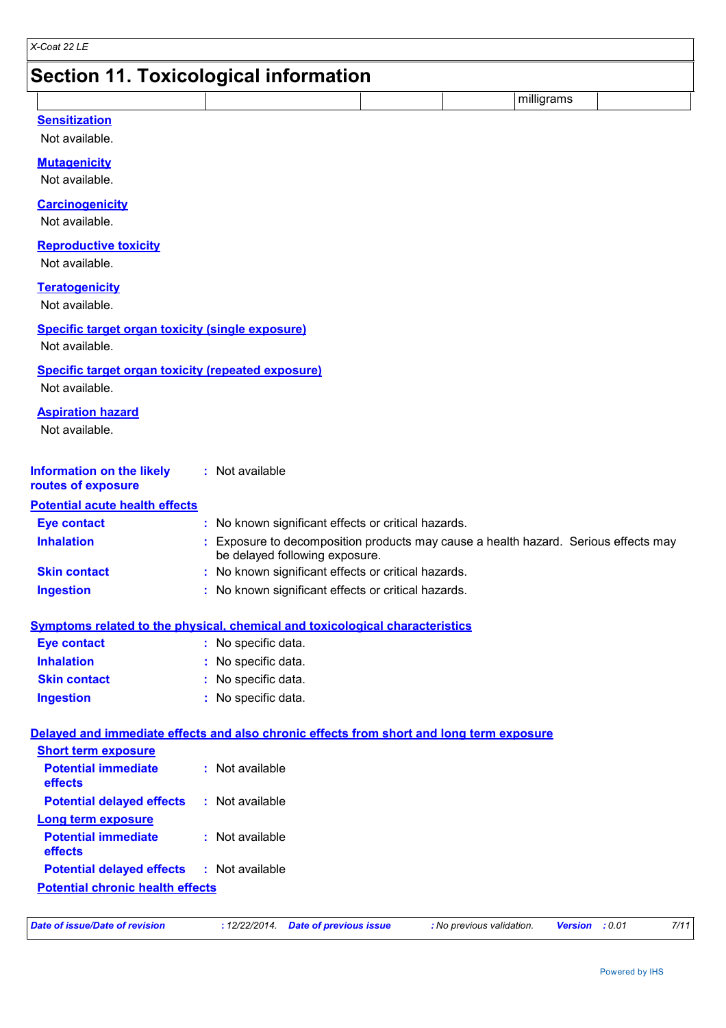## Section 11. Toxicological information

| | | | | milligrams | |
|---|---|---|---|---|---|

**Sensitization**

Not available.

**Mutagenicity**

Not available.

**Carcinogenicity**

Not available.

**Reproductive toxicity**

Not available.

**Teratogenicity**

Not available.

**Specific target organ toxicity (single exposure)**

Not available.

**Specific target organ toxicity (repeated exposure)**

Not available.

**Aspiration hazard**

Not available.

**Information on the likely routes of exposure** : Not available

**Potential acute health effects**

**Eye contact** : No known significant effects or critical hazards.

**Inhalation** : Exposure to decomposition products may cause a health hazard. Serious effects may be delayed following exposure.

**Skin contact** : No known significant effects or critical hazards.

**Ingestion** : No known significant effects or critical hazards.

**Symptoms related to the physical, chemical and toxicological characteristics**

**Eye contact** : No specific data.

**Inhalation** : No specific data.

**Skin contact** : No specific data.

**Ingestion** : No specific data.

**Delayed and immediate effects and also chronic effects from short and long term exposure**

**Short term exposure**

**Potential immediate effects** : Not available

**Potential delayed effects** : Not available

**Long term exposure**

**Potential immediate effects** : Not available

**Potential delayed effects** : Not available

**Potential chronic health effects**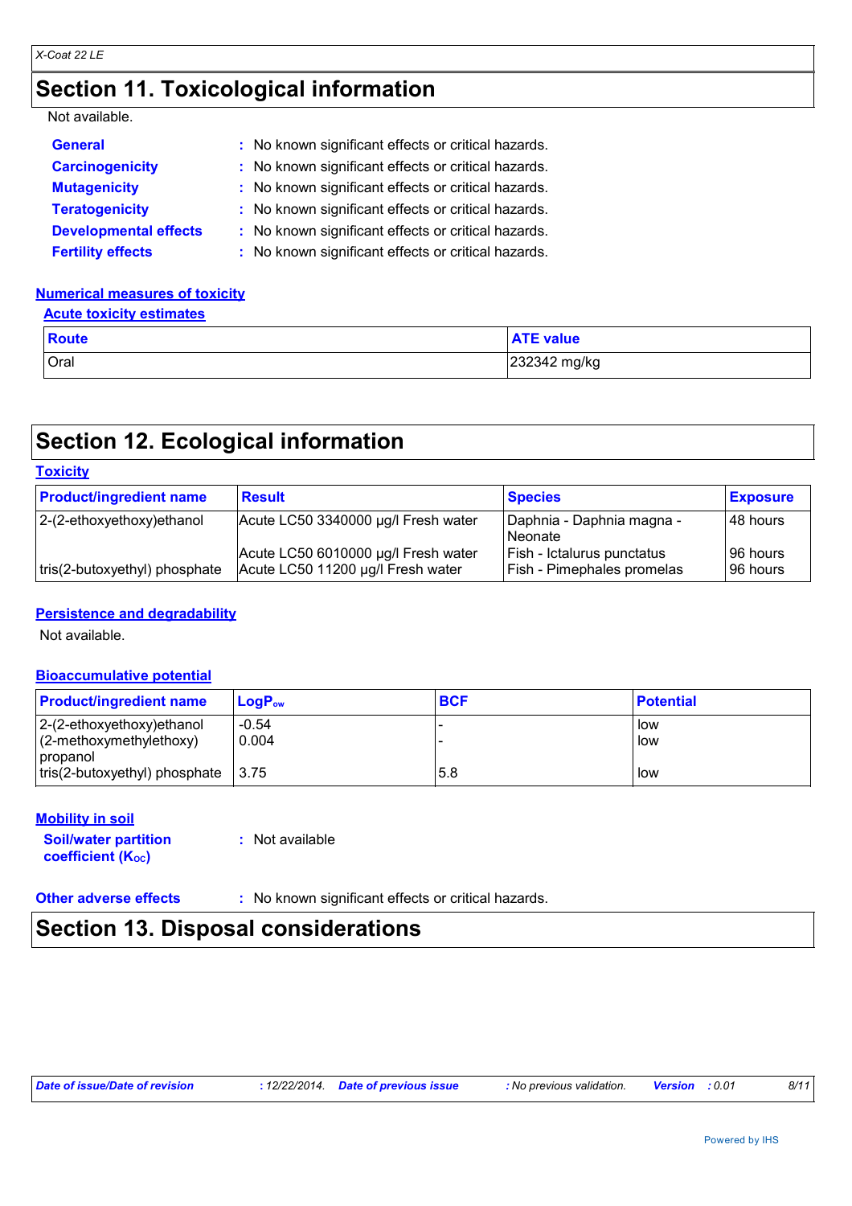# Section 11. Toxicological information

Not available.

| | | |
|---|---|---|
| **General** | : | No known significant effects or critical hazards. |
| **Carcinogenicity** | : | No known significant effects or critical hazards. |
| **Mutagenicity** | : | No known significant effects or critical hazards. |
| **Teratogenicity** | : | No known significant effects or critical hazards. |
| **Developmental effects** | : | No known significant effects or critical hazards. |
| **Fertility effects** | : | No known significant effects or critical hazards. |

**Numerical measures of toxicity**

**Acute toxicity estimates**

| Route | ATE value |
|---|---|
| Oral | 232342 mg/kg |

# Section 12. Ecological information

**Toxicity**

| Product/ingredient name | Result | Species | Exposure |
|---|---|---|---|
| 2-(2-ethoxyethoxy)ethanol | Acute LC50 3340000 µg/l Fresh water | Daphnia - Daphnia magna - Neonate | 48 hours |
| | Acute LC50 6010000 µg/l Fresh water | Fish - Ictalurus punctatus | 96 hours |
| tris(2-butoxyethyl) phosphate | Acute LC50 11200 µg/l Fresh water | Fish - Pimephales promelas | 96 hours |

**Persistence and degradability**

Not available.

**Bioaccumulative potential**

| Product/ingredient name | $LogP_{ow}$ | BCF | Potential |
|---|---|---|---|
| 2-(2-ethoxyethoxy)ethanol | -0.54 | - | low |
| (2-methoxymethylethoxy) propanol | 0.004 | - | low |
| tris(2-butoxyethyl) phosphate | 3.75 | 5.8 | low |

**Mobility in soil**

**Soil/water partition coefficient ($K_{OC}$)** : Not available

**Other adverse effects** : No known significant effects or critical hazards.

# Section 13. Disposal considerations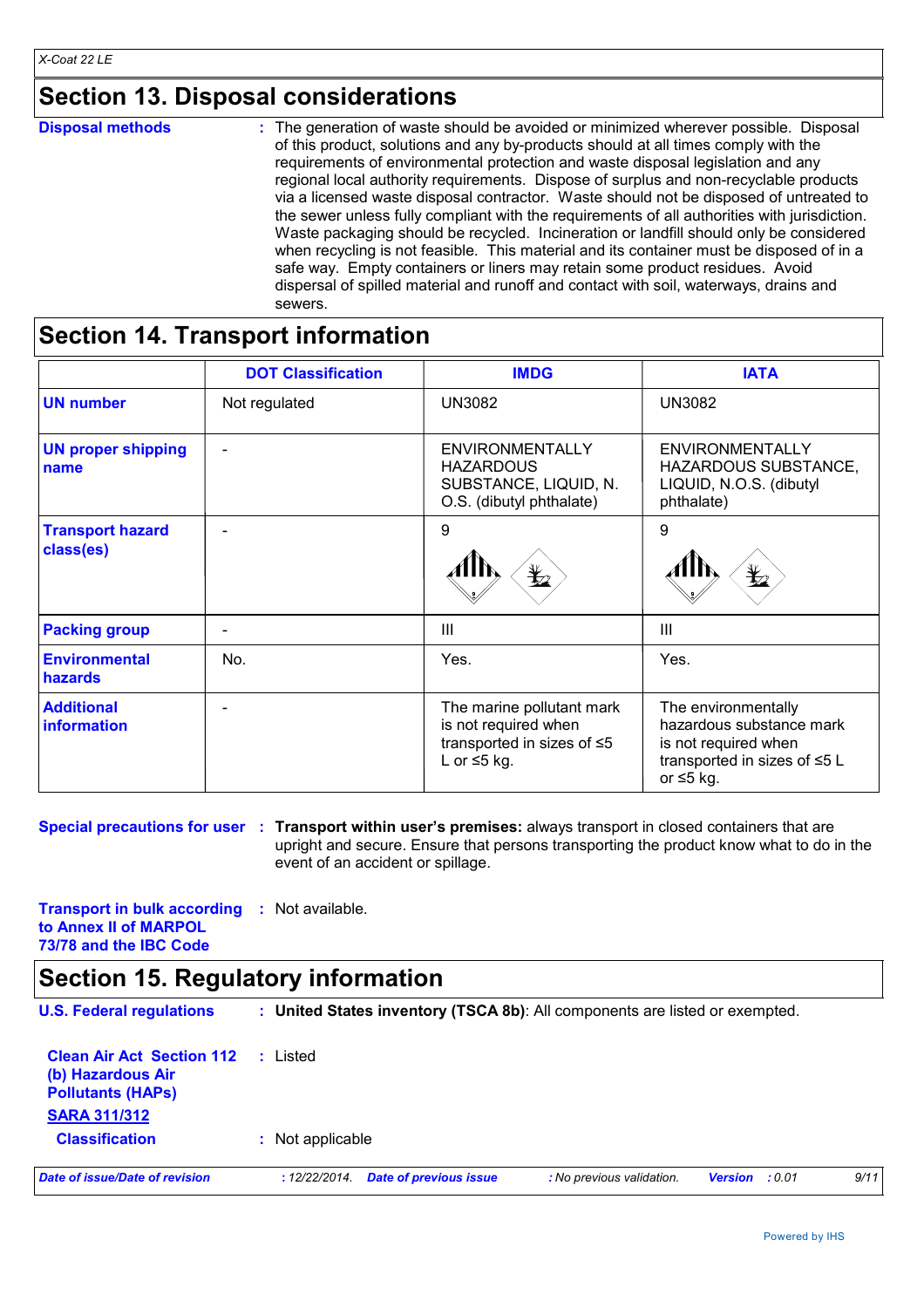## Section 13. Disposal considerations

**Disposal methods** : The generation of waste should be avoided or minimized wherever possible. Disposal of this product, solutions and any by-products should at all times comply with the requirements of environmental protection and waste disposal legislation and any regional local authority requirements. Dispose of surplus and non-recyclable products via a licensed waste disposal contractor. Waste should not be disposed of untreated to the sewer unless fully compliant with the requirements of all authorities with jurisdiction. Waste packaging should be recycled. Incineration or landfill should only be considered when recycling is not feasible. This material and its container must be disposed of in a safe way. Empty containers or liners may retain some product residues. Avoid dispersal of spilled material and runoff and contact with soil, waterways, drains and sewers.

## Section 14. Transport information

| | DOT Classification | IMDG | IATA |
|---|---|---|---|
| **UN number** | Not regulated | UN3082 | UN3082 |
| **UN proper shipping name** | - | ENVIRONMENTALLY HAZARDOUS SUBSTANCE, LIQUID, N.O.S. (dibutyl phthalate) | ENVIRONMENTALLY HAZARDOUS SUBSTANCE, LIQUID, N.O.S. (dibutyl phthalate) |
| **Transport hazard class(es)** | - | 9 | 9 |
| **Packing group** | - | III | III |
| **Environmental hazards** | No. | Yes. | Yes. |
| **Additional information** | - | The marine pollutant mark is not required when transported in sizes of ≤5 L or ≤5 kg. | The environmentally hazardous substance mark is not required when transported in sizes of ≤5 L or ≤5 kg. |

**Special precautions for user** : **Transport within user's premises:** always transport in closed containers that are upright and secure. Ensure that persons transporting the product know what to do in the event of an accident or spillage.

**Transport in bulk according to Annex II of MARPOL 73/78 and the IBC Code** : Not available.

## Section 15. Regulatory information

**U.S. Federal regulations** : **United States inventory (TSCA 8b)**: All components are listed or exempted.

**Clean Air Act Section 112 (b) Hazardous Air Pollutants (HAPs)** : Listed

**SARA 311/312**

**Classification** : Not applicable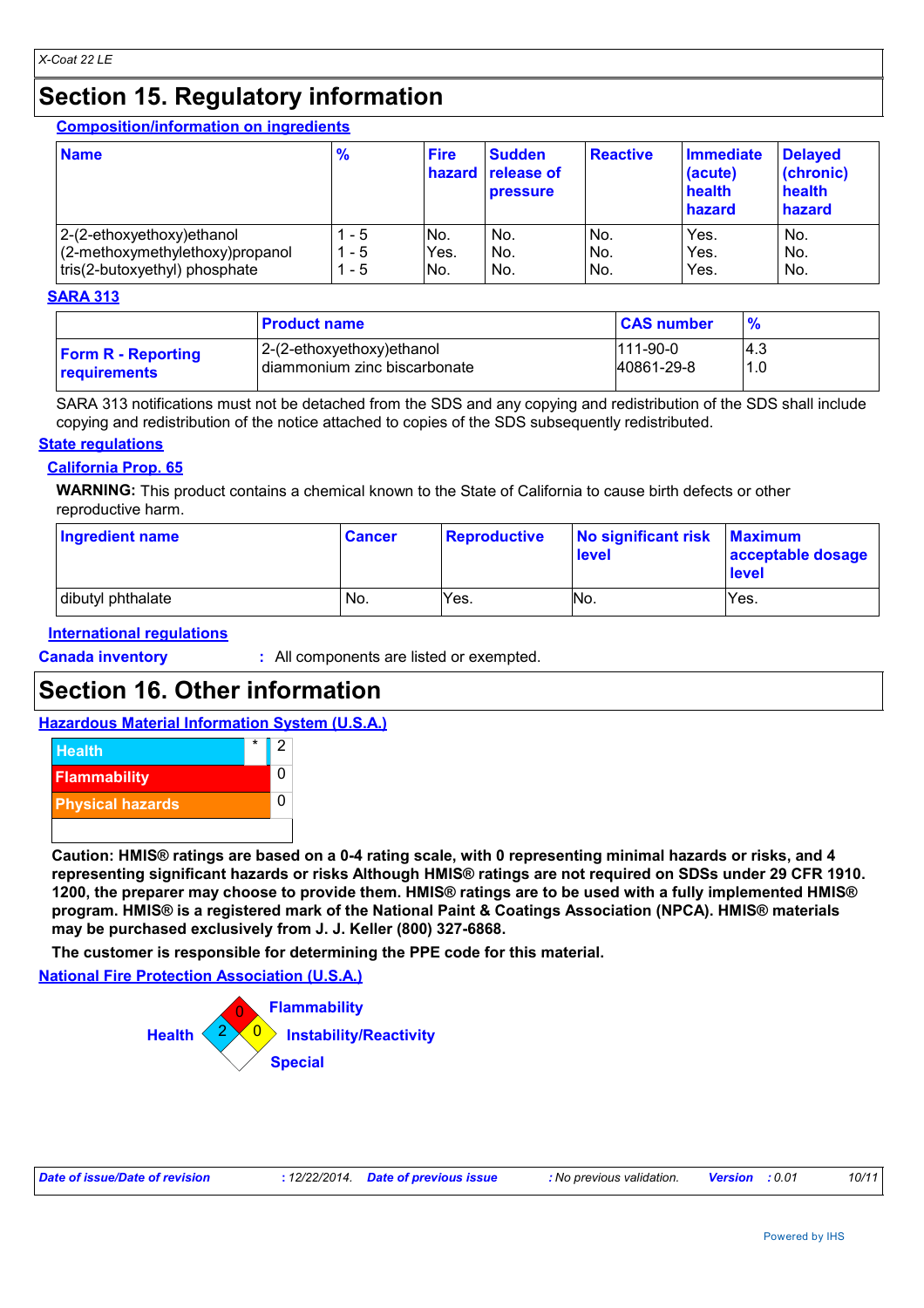# Section 15. Regulatory information

**Composition/information on ingredients**

| Name | % | Fire hazard | Sudden release of pressure | Reactive | Immediate (acute) health hazard | Delayed (chronic) health hazard |
|---|---|---|---|---|---|---|
| 2-(2-ethoxyethoxy)ethanol | 1 - 5 | No. | No. | No. | Yes. | No. |
| (2-methoxymethylethoxy)propanol | 1 - 5 | Yes. | No. | No. | Yes. | No. |
| tris(2-butoxyethyl) phosphate | 1 - 5 | No. | No. | No. | Yes. | No. |

**SARA 313**

| | Product name | CAS number | % |
|---|---|---|---|
| **Form R - Reporting requirements** | 2-(2-ethoxyethoxy)ethanol | 111-90-0 | 4.3 |
| | diammonium zinc biscarbonate | 40861-29-8 | 1.0 |

SARA 313 notifications must not be detached from the SDS and any copying and redistribution of the SDS shall include copying and redistribution of the notice attached to copies of the SDS subsequently redistributed.

**State regulations**

**California Prop. 65**

**WARNING:** This product contains a chemical known to the State of California to cause birth defects or other reproductive harm.

| Ingredient name | Cancer | Reproductive | No significant risk level | Maximum acceptable dosage level |
|---|---|---|---|---|
| dibutyl phthalate | No. | Yes. | No. | Yes. |

**International regulations**

**Canada inventory** : All components are listed or exempted.

# Section 16. Other information

**Hazardous Material Information System (U.S.A.)**

| | | |
|---|---|---|
| Health | * | 2 |
| Flammability | | 0 |
| Physical hazards | | 0 |

**Caution: HMIS® ratings are based on a 0-4 rating scale, with 0 representing minimal hazards or risks, and 4 representing significant hazards or risks Although HMIS® ratings are not required on SDSs under 29 CFR 1910. 1200, the preparer may choose to provide them. HMIS® ratings are to be used with a fully implemented HMIS® program. HMIS® is a registered mark of the National Paint & Coatings Association (NPCA). HMIS® materials may be purchased exclusively from J. J. Keller (800) 327-6868.**

**The customer is responsible for determining the PPE code for this material.**

**National Fire Protection Association (U.S.A.)**

Flammability: 0

Health: 2

Instability/Reactivity: 0

Special: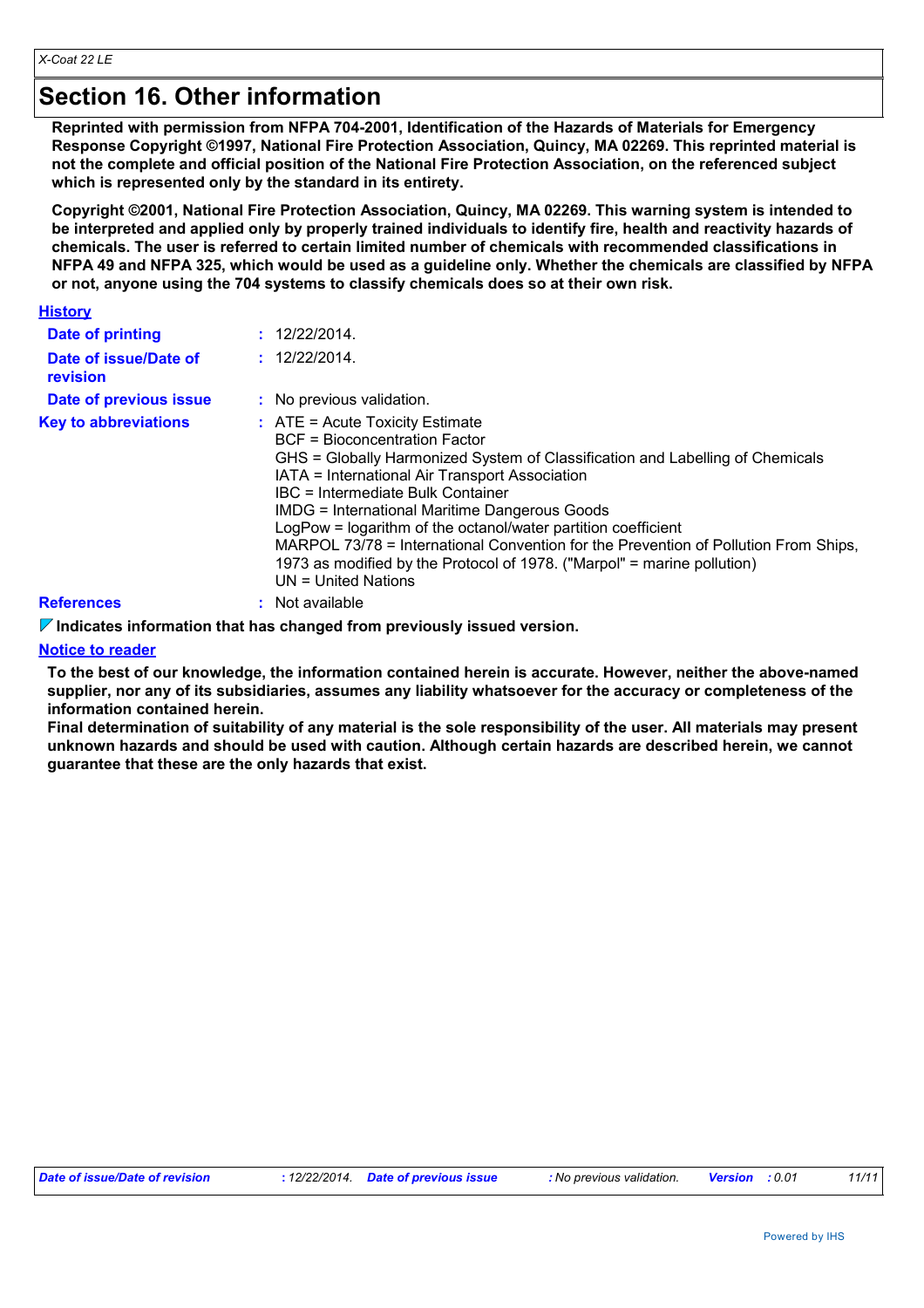# Section 16. Other information

**Reprinted with permission from NFPA 704-2001, Identification of the Hazards of Materials for Emergency Response Copyright ©1997, National Fire Protection Association, Quincy, MA 02269. This reprinted material is not the complete and official position of the National Fire Protection Association, on the referenced subject which is represented only by the standard in its entirety.**

**Copyright ©2001, National Fire Protection Association, Quincy, MA 02269. This warning system is intended to be interpreted and applied only by properly trained individuals to identify fire, health and reactivity hazards of chemicals. The user is referred to certain limited number of chemicals with recommended classifications in NFPA 49 and NFPA 325, which would be used as a guideline only. Whether the chemicals are classified by NFPA or not, anyone using the 704 systems to classify chemicals does so at their own risk.**

## History

**Date of printing** : 12/22/2014.

**Date of issue/Date of revision** : 12/22/2014.

**Date of previous issue** : No previous validation.

**Key to abbreviations** :
ATE = Acute Toxicity Estimate
BCF = Bioconcentration Factor
GHS = Globally Harmonized System of Classification and Labelling of Chemicals
IATA = International Air Transport Association
IBC = Intermediate Bulk Container
IMDG = International Maritime Dangerous Goods
LogPow = logarithm of the octanol/water partition coefficient
MARPOL 73/78 = International Convention for the Prevention of Pollution From Ships, 1973 as modified by the Protocol of 1978. ("Marpol" = marine pollution)
UN = United Nations

**References** : Not available

**Indicates information that has changed from previously issued version.**

## Notice to reader

**To the best of our knowledge, the information contained herein is accurate. However, neither the above-named supplier, nor any of its subsidiaries, assumes any liability whatsoever for the accuracy or completeness of the information contained herein.**
**Final determination of suitability of any material is the sole responsibility of the user. All materials may present unknown hazards and should be used with caution. Although certain hazards are described herein, we cannot guarantee that these are the only hazards that exist.**